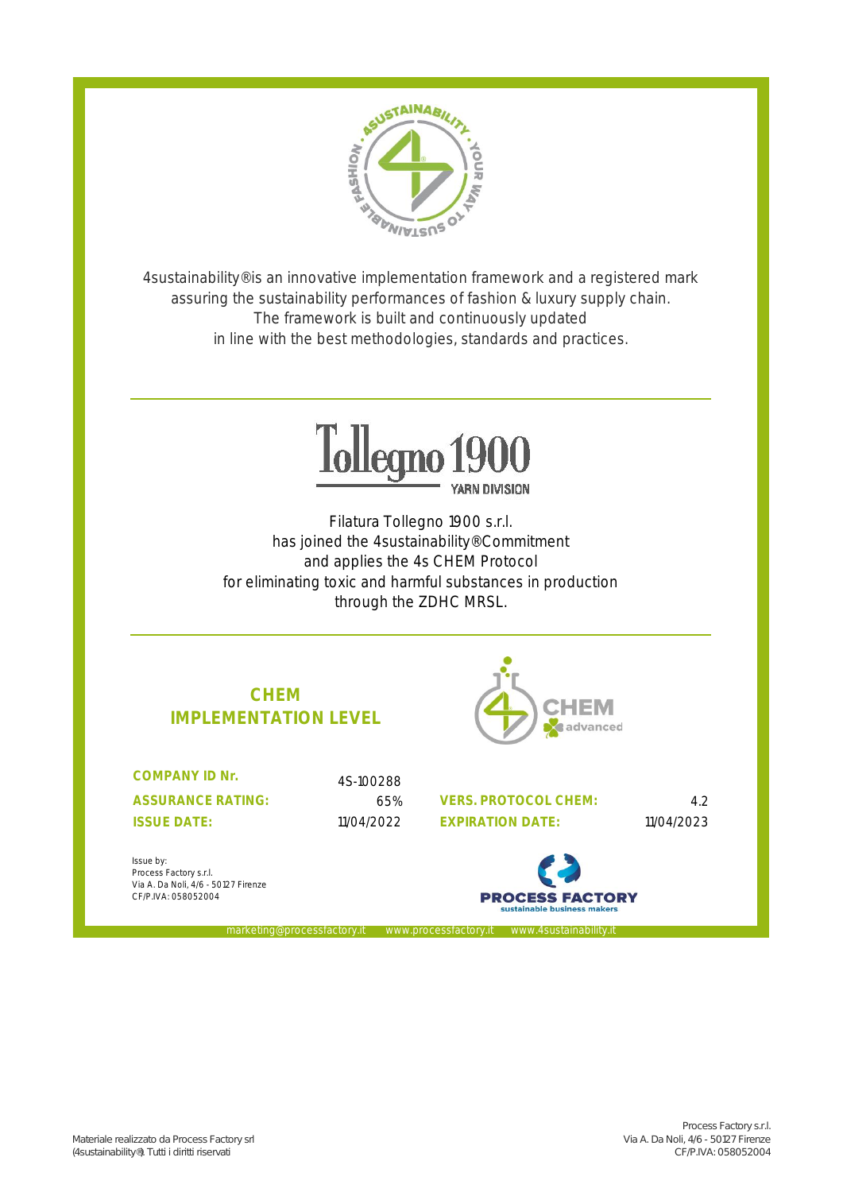4sustainability® is an innovative implementation framework and a registered mark assuring the sustainability performances of fashion & luxury supply chain. The framework is built and continuously updated in line with the best methodologies, standards and practices.

Tollegno 1900 YARN DIVISION

Filatura Tollegno 1900 s.r.l.
has joined the 4sustainability® Commitment
and applies the 4s CHEM Protocol
for eliminating toxic and harmful substances in production
through the ZDHC MRSL.

## CHEM IMPLEMENTATION LEVEL

CHEM advanced

| | | | |
|---|---|---|---|
| **COMPANY ID Nr.** | 4S-100288 | | |
| **ASSURANCE RATING:** | 65% | **VERS. PROTOCOL CHEM:** | 4.2 |
| **ISSUE DATE:** | 11/04/2022 | **EXPIRATION DATE:** | 11/04/2023 |

Issue by:
Process Factory s.r.l.
Via A. Da Noli, 4/6 - 50127 Firenze
CF/P.IVA: 058052004

PROCESS FACTORY
sustainable business makers

marketing@processfactory.it www.processfactory.it www.4sustainability.it

Materiale realizzato da Process Factory srl (4sustainability®). Tutti i diritti riservati

Process Factory s.r.l.
Via A. Da Noli, 4/6 - 50127 Firenze
CF/P.IVA: 058052004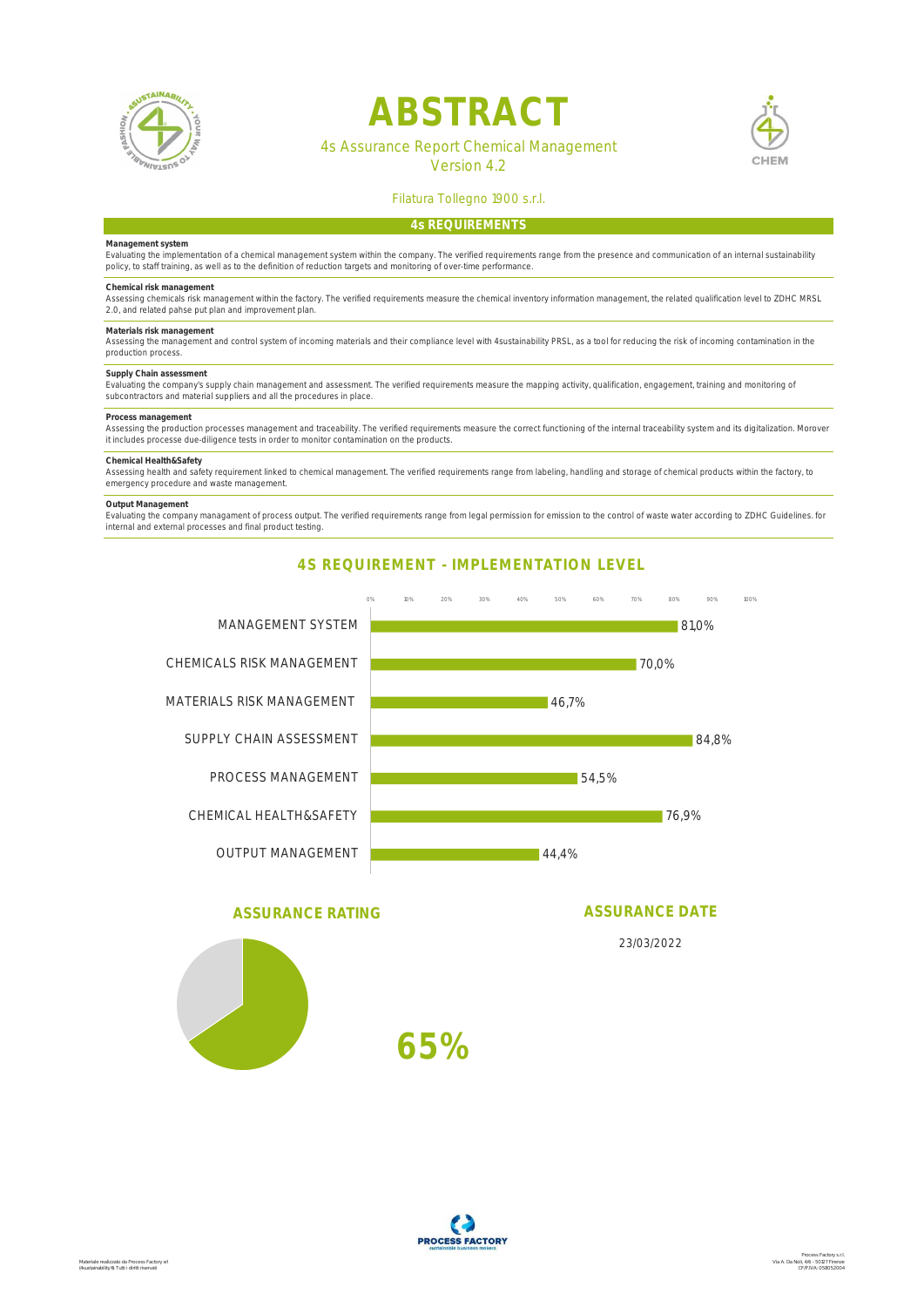# ABSTRACT

4s Assurance Report Chemical Management
Version 4.2

Filatura Tollegno 1900 s.r.l.

## 4s REQUIREMENTS

**Management system**
Evaluating the implementation of a chemical management system within the company. The verified requirements range from the presence and communication of an internal sustainability policy, to staff training, as well as to the definition of reduction targets and monitoring of over-time performance.

**Chemical risk management**
Assessing chemicals risk management within the factory. The verified requirements measure the chemical inventory information management, the related qualification level to ZDHC MRSL 2.0, and related pahse put plan and improvement plan.

**Materials risk management**
Assessing the management and control system of incoming materials and their compliance level with 4sustainability PRSL, as a tool for reducing the risk of incoming contamination in the production process.

**Supply Chain assessment**
Evaluating the company's supply chain management and assessment. The verified requirements measure the mapping activity, qualification, engagement, training and monitoring of subcontractors and material suppliers and all the procedures in place.

**Process management**
Assessing the production processes management and traceability. The verified requirements measure the correct functioning of the internal traceability system and its digitalization. Morover it includes processe due-diligence tests in order to monitor contamination on the products.

**Chemical Health&Safety**
Assessing health and safety requirement linked to chemical management. The verified requirements range from labeling, handling and storage of chemical products within the factory, to emergency procedure and waste management.

**Output Management**
Evaluating the company managament of process output. The verified requirements range from legal permission for emission to the control of waste water according to ZDHC Guidelines. for internal and external processes and final product testing.

## 4S REQUIREMENT - IMPLEMENTATION LEVEL

| Requirement | Implementation level |
|---|---|
| MANAGEMENT SYSTEM | 81,0% |
| CHEMICALS RISK MANAGEMENT | 70,0% |
| MATERIALS RISK MANAGEMENT | 46,7% |
| SUPPLY CHAIN ASSESSMENT | 84,8% |
| PROCESS MANAGEMENT | 54,5% |
| CHEMICAL HEALTH&SAFETY | 76,9% |
| OUTPUT MANAGEMENT | 44,4% |

## ASSURANCE RATING

**65%**

## ASSURANCE DATE

23/03/2022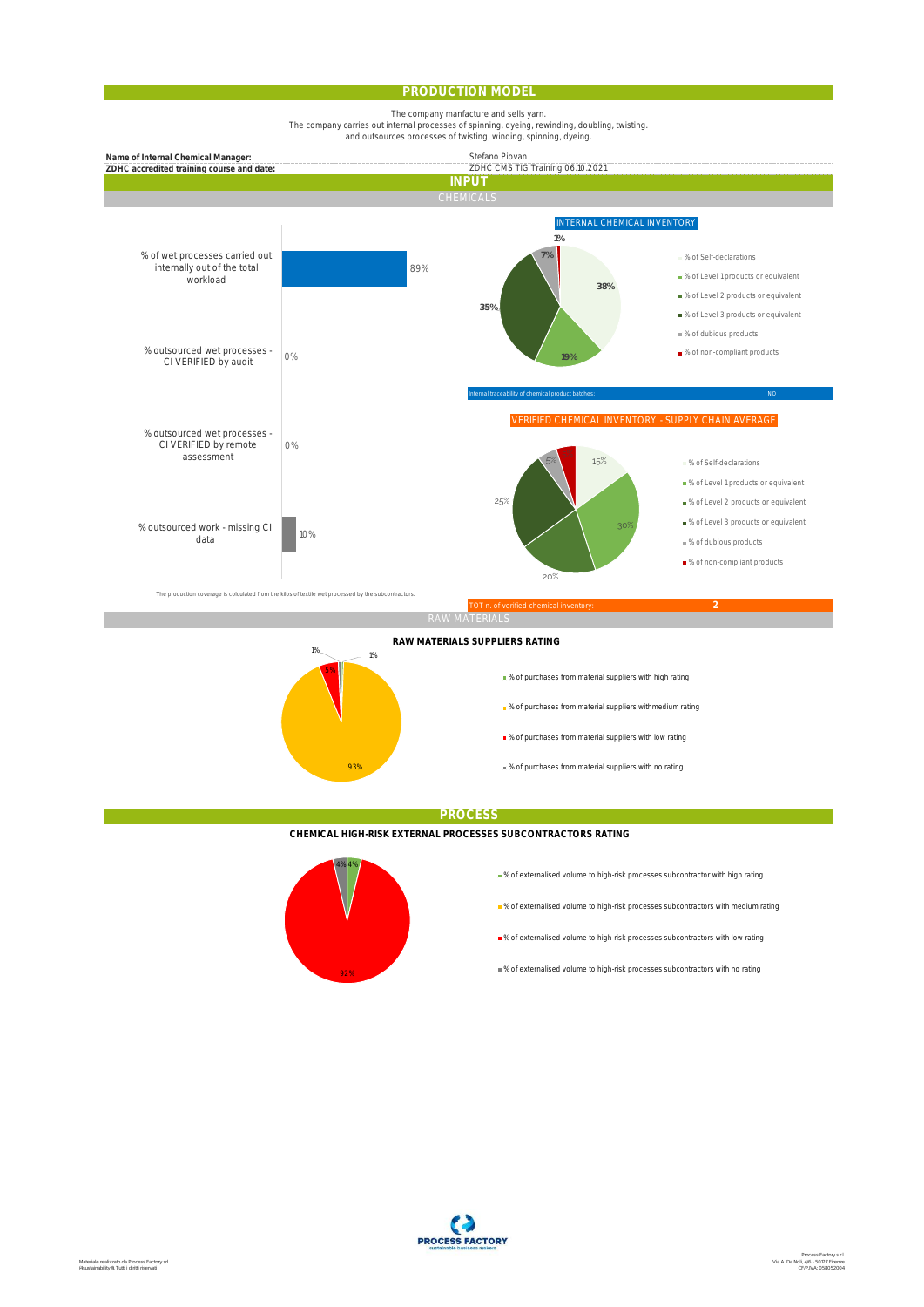# PRODUCTION MODEL

The company manfacture and sells yarn.
The company carries out internal processes of spinning, dyeing, rewinding, doubling, twisting.
and outsources processes of twisting, winding, spinning, dyeing.

| | |
|---|---|
| **Name of Internal Chemical Manager:** | Stefano Piovan |
| **ZDHC accredited training course and date:** | ZDHC CMS TIG Training 06.10.2021 |

## INPUT

### CHEMICALS

| | |
|---|---|
| % of wet processes carried out internally out of the total workload | 89% |
| % outsourced wet processes - CI VERIFIED by audit | 0% |
| % outsourced wet processes - CI VERIFIED by remote assessment | 0% |
| % outsourced work - missing CI data | 10% |

The production coverage is calculated from the kilos of textile wet processed by the subcontractors.

**INTERNAL CHEMICAL INVENTORY**

| | |
|---|---|
| % of Self-declarations | 38% |
| % of Level 1products or equivalent | 19% |
| % of Level 2 products or equivalent | |
| % of Level 3 products or equivalent | 35% |
| % of dubious products | 7% |
| % of non-compliant products | 1% |

Internal traceability of chemical product batches: NO

**VERIFIED CHEMICAL INVENTORY - SUPPLY CHAIN AVERAGE**

| | |
|---|---|
| % of Self-declarations | 15% |
| % of Level 1products or equivalent | 30% |
| % of Level 2 products or equivalent | 20% |
| % of Level 3 products or equivalent | 25% |
| % of dubious products | 5% |
| % of non-compliant products | |

TOT n. of verified chemical inventory: 2

### RAW MATERIALS

**RAW MATERIALS SUPPLIERS RATING**

| | |
|---|---|
| % of purchases from material suppliers with high rating | 1% |
| % of purchases from material suppliers withmedium rating | 93% |
| % of purchases from material suppliers with low rating | 5% |
| % of purchases from material suppliers with no rating | 1% |

## PROCESS

**CHEMICAL HIGH-RISK EXTERNAL PROCESSES SUBCONTRACTORS RATING**

| | |
|---|---|
| % of externalised volume to high-risk processes subcontractor with high rating | 4% |
| % of externalised volume to high-risk processes subcontractors with medium rating | |
| % of externalised volume to high-risk processes subcontractors with low rating | 92% |
| % of externalised volume to high-risk processes subcontractors with no rating | 4% |

PROCESS FACTORY
sustainable business makers

Materiale realizzato da Process Factory srl
Rsustainability® Tutti i diritti riservati

Process Factory s.r.l.
Via A. Da Noli, 4/6 - 50127 Firenze
CF/P.IVA: 058052004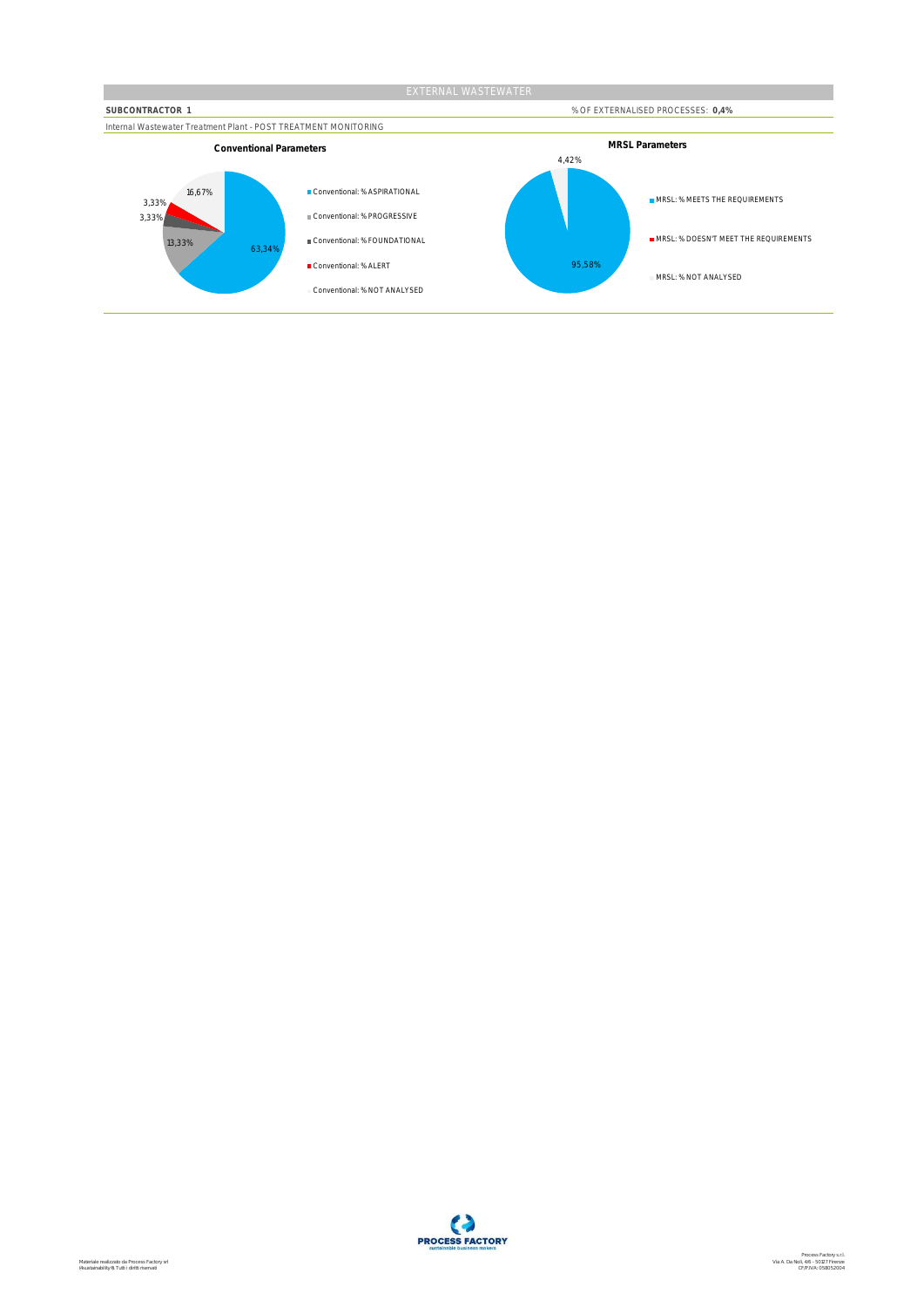## EXTERNAL WASTEWATER

**SUBCONTRACTOR 1**

% OF EXTERNALISED PROCESSES: **0,4%**

Internal Wastewater Treatment Plant - POST TREATMENT MONITORING

**Conventional Parameters**

16,67%
3,33%
3,33%
13,33%
63,34%

Conventional: % ASPIRATIONAL
Conventional: % PROGRESSIVE
Conventional: % FOUNDATIONAL
Conventional: % ALERT
Conventional: % NOT ANALYSED

**MRSL Parameters**

4,42%
95,58%

MRSL: % MEETS THE REQUIREMENTS
MRSL: % DOESN'T MEET THE REQUIREMENTS
MRSL: % NOT ANALYSED

Materiale realizzato da Process Factory srl
Rsustainability® Tutti i diritti riservati

Process Factory s.r.l.
Via A. Da Noli, 4/6 - 50127 Firenze
CF/P.IVA: 05805204